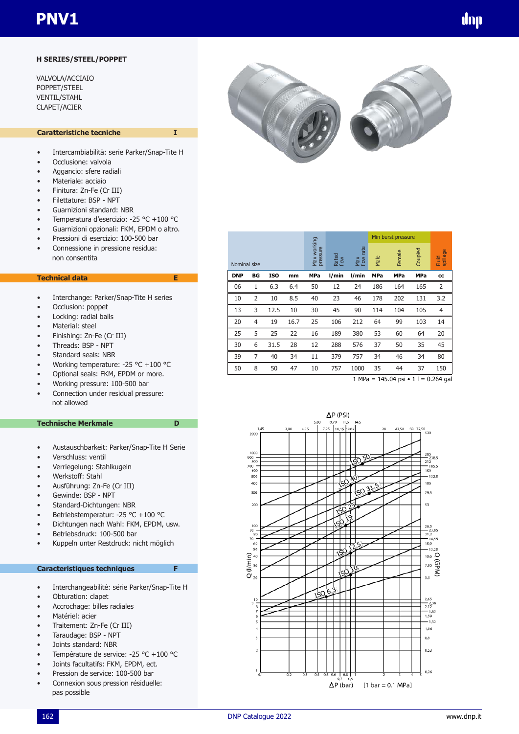# PNV1

## H SERIES/STEEL/POPPET

VALVOLA/ACCIAIO
POPPET/STEEL
VENTIL/STAHL
CLAPET/ACIER

### Caratteristiche tecniche — I

- Intercambiabilità: serie Parker/Snap-Tite H
- Occlusione: valvola
- Aggancio: sfere radiali
- Materiale: acciaio
- Finitura: Zn-Fe (Cr III)
- Filettature: BSP - NPT
- Guarnizioni standard: NBR
- Temperatura d'esercizio: -25 °C +100 °C
- Guarnizioni opzionali: FKM, EPDM o altro.
- Pressioni di esercizio: 100-500 bar
- Connessione in pressione residua: non consentita

### Technical data — E

- Interchange: Parker/Snap-Tite H series
- Occlusion: poppet
- Locking: radial balls
- Material: steel
- Finishing: Zn-Fe (Cr III)
- Threads: BSP - NPT
- Standard seals: NBR
- Working temperature: -25 °C +100 °C
- Optional seals: FKM, EPDM or more.
- Working pressure: 100-500 bar
- Connection under residual pressure: not allowed

### Technische Merkmale — D

- Austauschbarkeit: Parker/Snap-Tite H Serie
- Verschluss: ventil
- Verriegelung: Stahlkugeln
- Werkstoff: Stahl
- Ausführung: Zn-Fe (Cr III)
- Gewinde: BSP - NPT
- Standard-Dichtungen: NBR
- Betriebstemperatur: -25 °C +100 °C
- Dichtungen nach Wahl: FKM, EPDM, usw.
- Betriebsdruck: 100-500 bar
- Kuppeln unter Restdruck: nicht möglich

### Caractéristiques techniques — F

- Interchangeabilité: série Parker/Snap-Tite H
- Obturation: clapet
- Accrochage: billes radiales
- Matériel: acier
- Traitement: Zn-Fe (Cr III)
- Taraudage: BSP - NPT
- Joints standard: NBR
- Température de service: -25 °C +100 °C
- Joints facultatifs: FKM, EPDM, ect.
- Pression de service: 100-500 bar
- Connexion sous pression résiduelle: pas possible

| Nominal size | | | | Max working pressure | Rated flow | Max flow rate | Min burst pressure | | | Fluid spillage |
|---|---|---|---|---|---|---|---|---|---|---|
| | | | | | | | Male | Female | Coupled | |
| DNP | BG | ISO | mm | MPa | l/min | l/min | MPa | MPa | MPa | cc |
| 06 | 1 | 6.3 | 6.4 | 50 | 12 | 24 | 186 | 164 | 165 | 2 |
| 10 | 2 | 10 | 8.5 | 40 | 23 | 46 | 178 | 202 | 131 | 3.2 |
| 13 | 3 | 12.5 | 10 | 30 | 45 | 90 | 114 | 104 | 105 | 4 |
| 20 | 4 | 19 | 16.7 | 25 | 106 | 212 | 64 | 99 | 103 | 14 |
| 25 | 5 | 25 | 22 | 16 | 189 | 380 | 53 | 60 | 64 | 20 |
| 30 | 6 | 31.5 | 28 | 12 | 288 | 576 | 37 | 50 | 35 | 45 |
| 39 | 7 | 40 | 34 | 11 | 379 | 757 | 34 | 46 | 34 | 80 |
| 50 | 8 | 50 | 47 | 10 | 757 | 1000 | 35 | 44 | 37 | 150 |

1 MPa = 145.04 psi • 1 l = 0.264 gal

ΔP (PSI) — Q (l/min) — Q (GPM) — ΔP (bar) [1 bar = 0,1 MPa]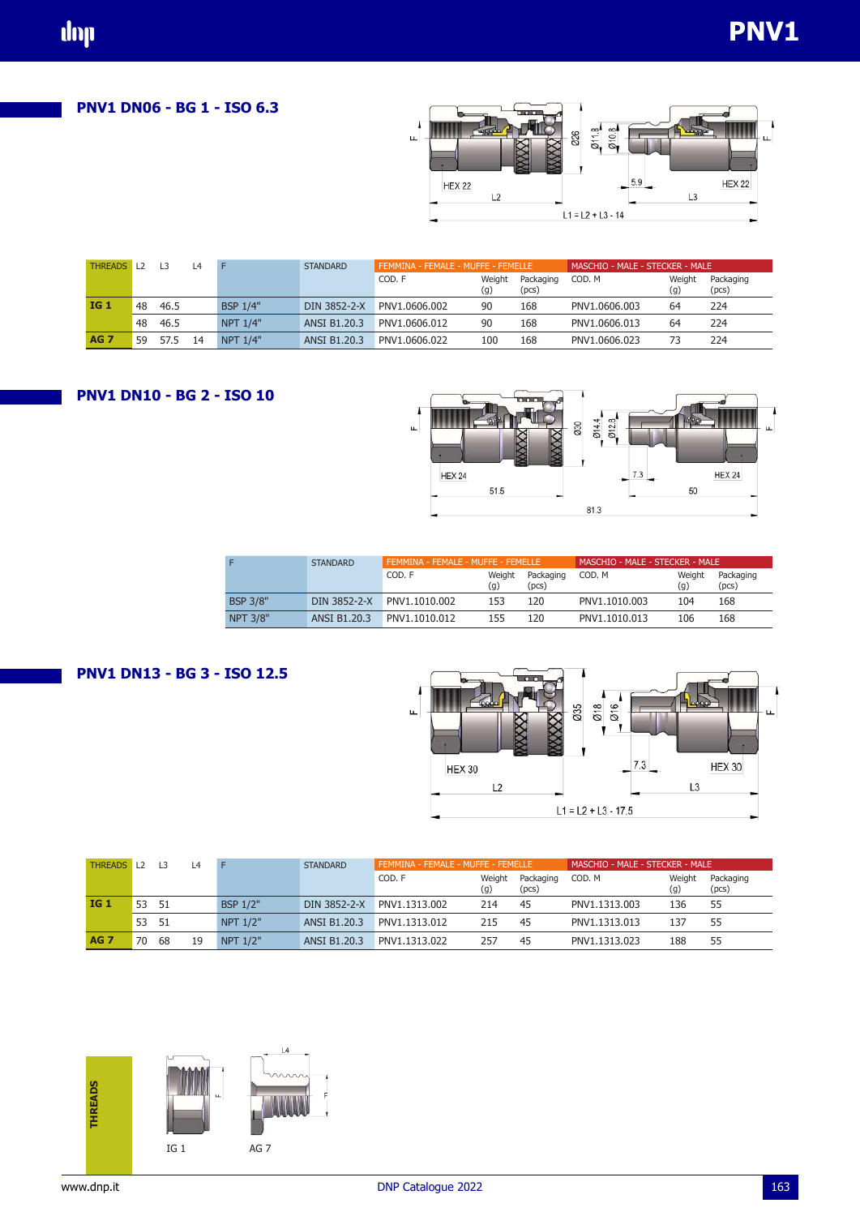## PNV1 DN06 - BG 1 - ISO 6.3

| THREADS | L2 | L3 | L4 | F | STANDARD | FEMMINA - FEMALE - MUFFE - FEMELLE | | | MASCHIO - MALE - STECKER - MALE | | |
|---|---|---|---|---|---|---|---|---|---|---|---|
| | | | | | | COD. F | Weight (g) | Packaging (pcs) | COD. M | Weight (g) | Packaging (pcs) |
| **IG 1** | 48 | 46.5 | | BSP 1/4" | DIN 3852-2-X | PNV1.0606.002 | 90 | 168 | PNV1.0606.003 | 64 | 224 |
| | 48 | 46.5 | | NPT 1/4" | ANSI B1.20.3 | PNV1.0606.012 | 90 | 168 | PNV1.0606.013 | 64 | 224 |
| **AG 7** | 59 | 57.5 | 14 | NPT 1/4" | ANSI B1.20.3 | PNV1.0606.022 | 100 | 168 | PNV1.0606.023 | 73 | 224 |

## PNV1 DN10 - BG 2 - ISO 10

| F | STANDARD | FEMMINA - FEMALE - MUFFE - FEMELLE | | | MASCHIO - MALE - STECKER - MALE | | |
|---|---|---|---|---|---|---|---|
| | | COD. F | Weight (g) | Packaging (pcs) | COD. M | Weight (g) | Packaging (pcs) |
| BSP 3/8" | DIN 3852-2-X | PNV1.1010.002 | 153 | 120 | PNV1.1010.003 | 104 | 168 |
| NPT 3/8" | ANSI B1.20.3 | PNV1.1010.012 | 155 | 120 | PNV1.1010.013 | 106 | 168 |

## PNV1 DN13 - BG 3 - ISO 12.5

| THREADS | L2 | L3 | L4 | F | STANDARD | FEMMINA - FEMALE - MUFFE - FEMELLE | | | MASCHIO - MALE - STECKER - MALE | | |
|---|---|---|---|---|---|---|---|---|---|---|---|
| | | | | | | COD. F | Weight (g) | Packaging (pcs) | COD. M | Weight (g) | Packaging (pcs) |
| **IG 1** | 53 | 51 | | BSP 1/2" | DIN 3852-2-X | PNV1.1313.002 | 214 | 45 | PNV1.1313.003 | 136 | 55 |
| | 53 | 51 | | NPT 1/2" | ANSI B1.20.3 | PNV1.1313.012 | 215 | 45 | PNV1.1313.013 | 137 | 55 |
| **AG 7** | 70 | 68 | 19 | NPT 1/2" | ANSI B1.20.3 | PNV1.1313.022 | 257 | 45 | PNV1.1313.023 | 188 | 55 |

**THREADS**

IG 1 AG 7

www.dnp.it DNP Catalogue 2022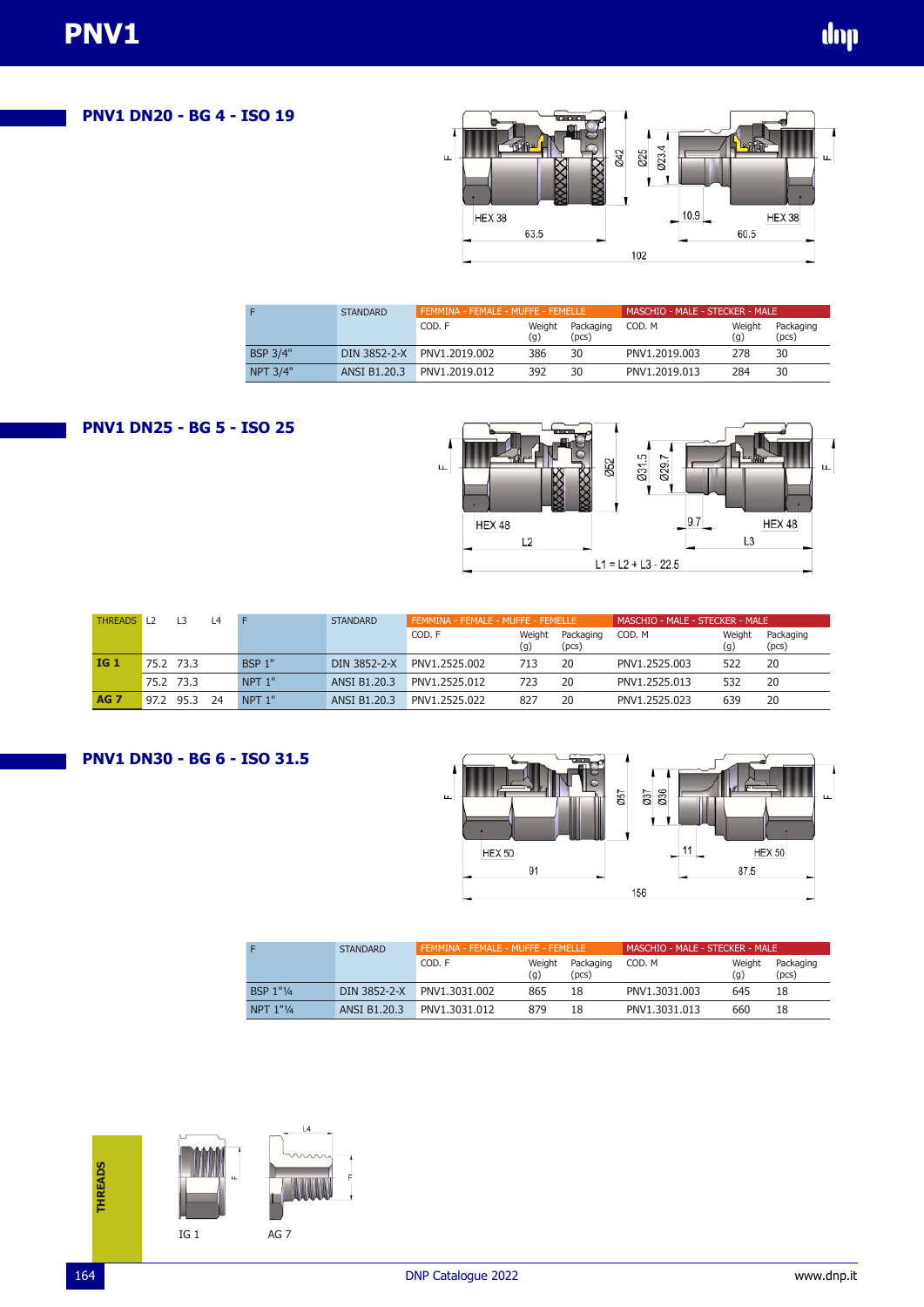# PNV1

## PNV1 DN20 - BG 4 - ISO 19

| F | STANDARD | FEMMINA - FEMALE - MUFFE - FEMELLE | | | MASCHIO - MALE - STECKER - MALE | | |
|---|---|---|---|---|---|---|---|
| | | COD. F | Weight (g) | Packaging (pcs) | COD. M | Weight (g) | Packaging (pcs) |
| BSP 3/4" | DIN 3852-2-X | PNV1.2019.002 | 386 | 30 | PNV1.2019.003 | 278 | 30 |
| NPT 3/4" | ANSI B1.20.3 | PNV1.2019.012 | 392 | 30 | PNV1.2019.013 | 284 | 30 |

## PNV1 DN25 - BG 5 - ISO 25

L1 = L2 + L3 - 22.5

| THREADS | L2 | L3 | L4 | F | STANDARD | FEMMINA - FEMALE - MUFFE - FEMELLE | | | MASCHIO - MALE - STECKER - MALE | | |
|---|---|---|---|---|---|---|---|---|---|---|---|
| | | | | | | COD. F | Weight (g) | Packaging (pcs) | COD. M | Weight (g) | Packaging (pcs) |
| **IG 1** | 75.2 | 73.3 | | BSP 1" | DIN 3852-2-X | PNV1.2525.002 | 713 | 20 | PNV1.2525.003 | 522 | 20 |
| | 75.2 | 73.3 | | NPT 1" | ANSI B1.20.3 | PNV1.2525.012 | 723 | 20 | PNV1.2525.013 | 532 | 20 |
| **AG 7** | 97.2 | 95.3 | 24 | NPT 1" | ANSI B1.20.3 | PNV1.2525.022 | 827 | 20 | PNV1.2525.023 | 639 | 20 |

## PNV1 DN30 - BG 6 - ISO 31.5

| F | STANDARD | FEMMINA - FEMALE - MUFFE - FEMELLE | | | MASCHIO - MALE - STECKER - MALE | | |
|---|---|---|---|---|---|---|---|
| | | COD. F | Weight (g) | Packaging (pcs) | COD. M | Weight (g) | Packaging (pcs) |
| BSP 1"¼ | DIN 3852-2-X | PNV1.3031.002 | 865 | 18 | PNV1.3031.003 | 645 | 18 |
| NPT 1"¼ | ANSI B1.20.3 | PNV1.3031.012 | 879 | 18 | PNV1.3031.013 | 660 | 18 |

**THREADS**

IG 1 &nbsp;&nbsp;&nbsp; AG 7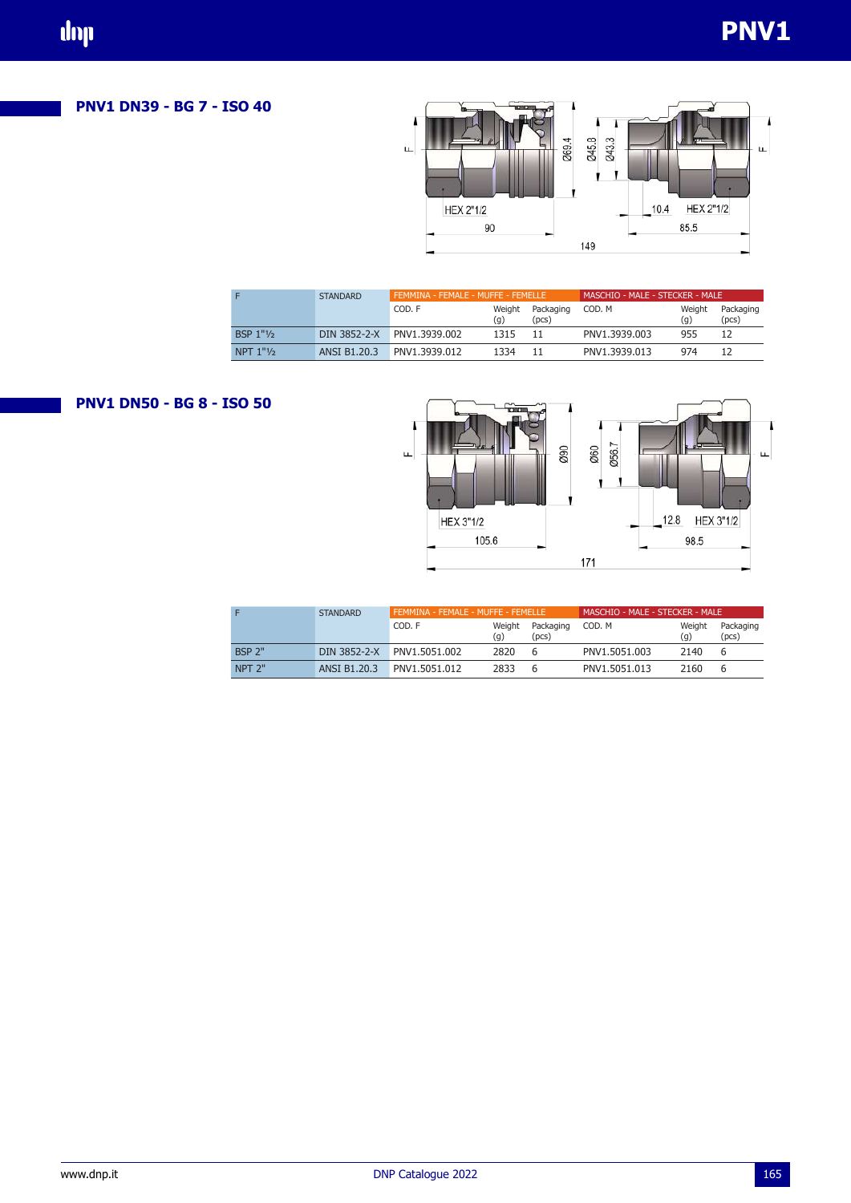## PNV1 DN39 - BG 7 - ISO 40

| F | STANDARD | FEMMINA - FEMALE - MUFFE - FEMELLE | | | MASCHIO - MALE - STECKER - MALE | | |
|---|---|---|---|---|---|---|---|
| | | COD. F | Weight (g) | Packaging (pcs) | COD. M | Weight (g) | Packaging (pcs) |
| BSP 1"½ | DIN 3852-2-X | PNV1.3939.002 | 1315 | 11 | PNV1.3939.003 | 955 | 12 |
| NPT 1"½ | ANSI B1.20.3 | PNV1.3939.012 | 1334 | 11 | PNV1.3939.013 | 974 | 12 |

## PNV1 DN50 - BG 8 - ISO 50

| F | STANDARD | FEMMINA - FEMALE - MUFFE - FEMELLE | | | MASCHIO - MALE - STECKER - MALE | | |
|---|---|---|---|---|---|---|---|
| | | COD. F | Weight (g) | Packaging (pcs) | COD. M | Weight (g) | Packaging (pcs) |
| BSP 2" | DIN 3852-2-X | PNV1.5051.002 | 2820 | 6 | PNV1.5051.003 | 2140 | 6 |
| NPT 2" | ANSI B1.20.3 | PNV1.5051.012 | 2833 | 6 | PNV1.5051.013 | 2160 | 6 |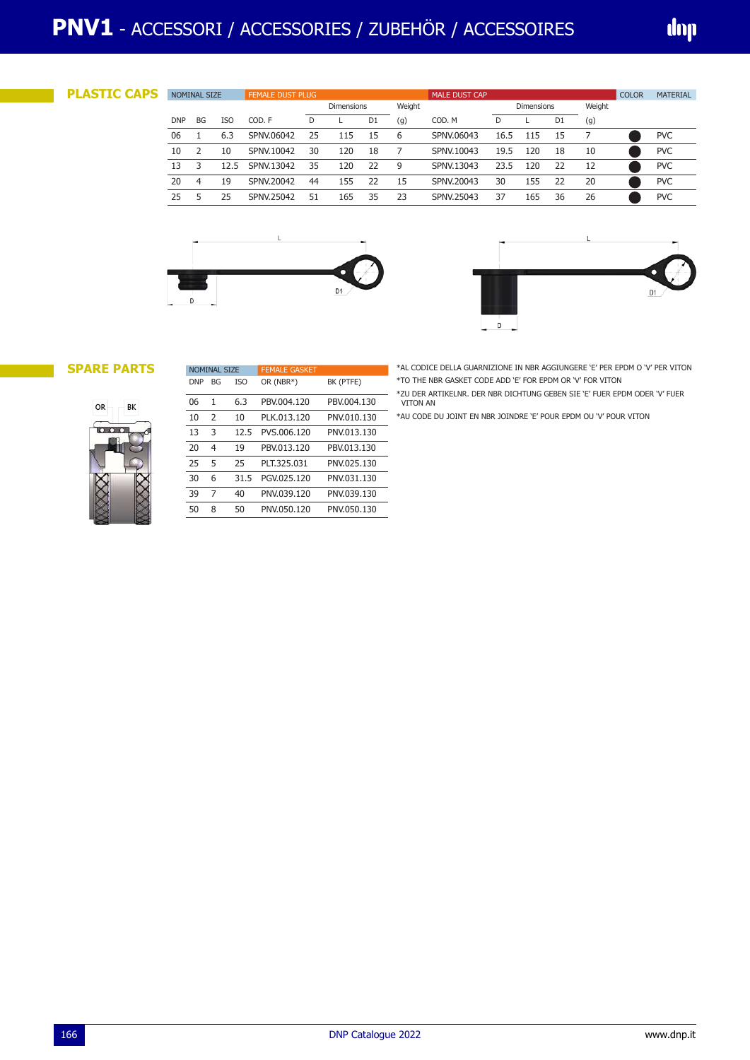# PNV1 - ACCESSORI / ACCESSORIES / ZUBEHÖR / ACCESSOIRES

## PLASTIC CAPS

| NOMINAL SIZE | | | FEMALE DUST PLUG | | | | | MALE DUST CAP | | | | | COLOR | MATERIAL |
|---|---|---|---|---|---|---|---|---|---|---|---|---|---|---|
| | | | | Dimensions | | | Weight | | Dimensions | | | Weight | | |
| DNP | BG | ISO | COD. F | D | L | D1 | (g) | COD. M | D | L | D1 | (g) | | |
| 06 | 1 | 6.3 | SPNV.06042 | 25 | 115 | 15 | 6 | SPNV.06043 | 16.5 | 115 | 15 | 7 | ● | PVC |
| 10 | 2 | 10 | SPNV.10042 | 30 | 120 | 18 | 7 | SPNV.10043 | 19.5 | 120 | 18 | 10 | ● | PVC |
| 13 | 3 | 12.5 | SPNV.13042 | 35 | 120 | 22 | 9 | SPNV.13043 | 23.5 | 120 | 22 | 12 | ● | PVC |
| 20 | 4 | 19 | SPNV.20042 | 44 | 155 | 22 | 15 | SPNV.20043 | 30 | 155 | 22 | 20 | ● | PVC |
| 25 | 5 | 25 | SPNV.25042 | 51 | 165 | 35 | 23 | SPNV.25043 | 37 | 165 | 36 | 26 | ● | PVC |

L
D1
D

L
D1
D

## SPARE PARTS

OR BK

| NOMINAL SIZE | | | FEMALE GASKET | |
|---|---|---|---|---|
| DNP | BG | ISO | OR (NBR*) | BK (PTFE) |
| 06 | 1 | 6.3 | PBV.004.120 | PBV.004.130 |
| 10 | 2 | 10 | PLK.013.120 | PNV.010.130 |
| 13 | 3 | 12.5 | PVS.006.120 | PNV.013.130 |
| 20 | 4 | 19 | PBV.013.120 | PBV.013.130 |
| 25 | 5 | 25 | PLT.325.031 | PNV.025.130 |
| 30 | 6 | 31.5 | PGV.025.120 | PNV.031.130 |
| 39 | 7 | 40 | PNV.039.120 | PNV.039.130 |
| 50 | 8 | 50 | PNV.050.120 | PNV.050.130 |

*AL CODICE DELLA GUARNIZIONE IN NBR AGGIUNGERE 'E' PER EPDM O 'V' PER VITON

*TO THE NBR GASKET CODE ADD 'E' FOR EPDM OR 'V' FOR VITON

*ZU DER ARTIKELNR. DER NBR DICHTUNG GEBEN SIE 'E' FUER EPDM ODER 'V' FUER VITON AN

*AU CODE DU JOINT EN NBR JOINDRE 'E' POUR EPDM OU 'V' POUR VITON